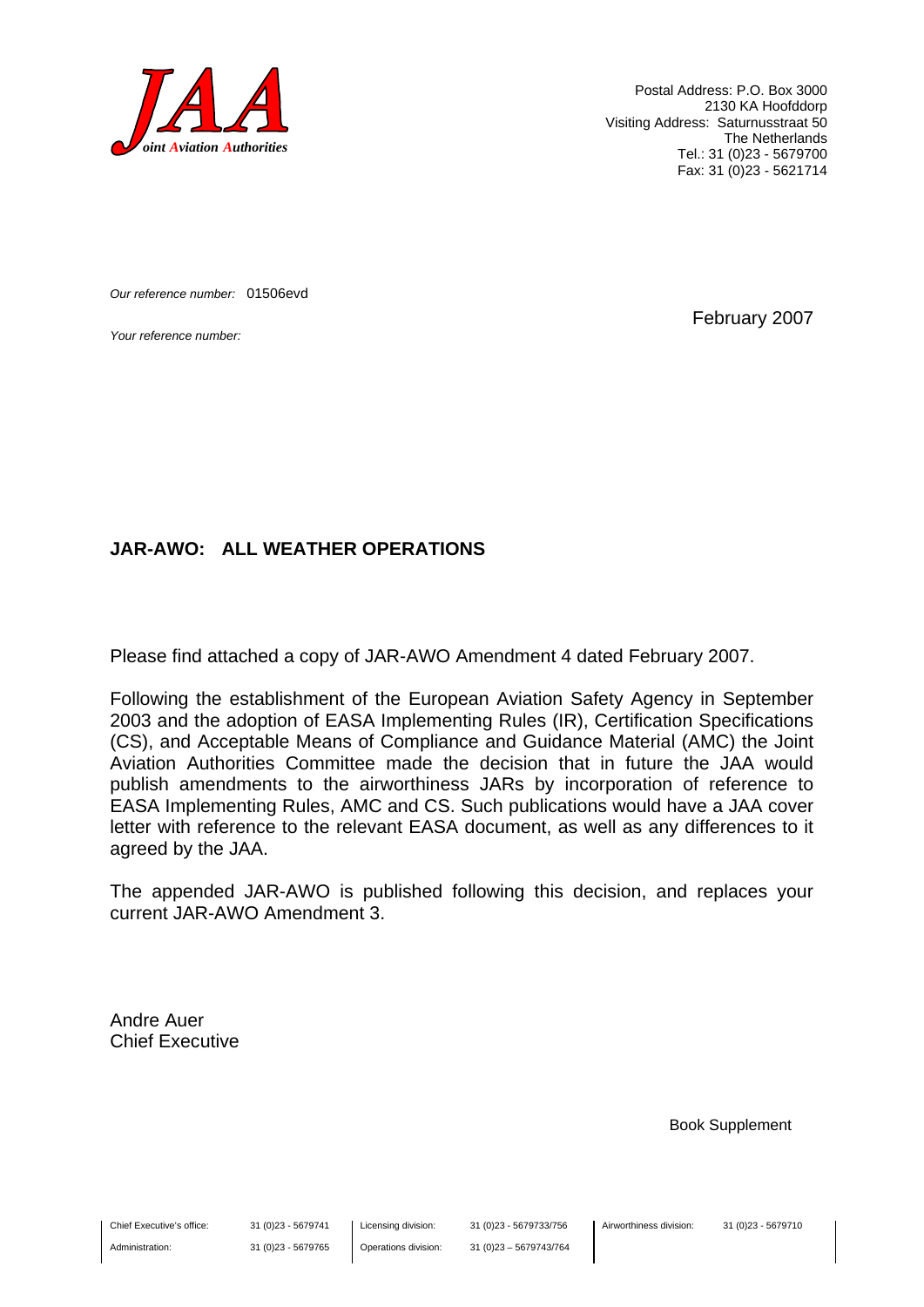**JAA**
*Joint Aviation Authorities*

Postal Address: P.O. Box 3000
2130 KA Hoofddorp
Visiting Address: Saturnusstraat 50
The Netherlands
Tel.: 31 (0)23 - 5679700
Fax: 31 (0)23 - 5621714

*Our reference number:* 01506evd

*Your reference number:*

February 2007

**JAR-AWO: ALL WEATHER OPERATIONS**

Please find attached a copy of JAR-AWO Amendment 4 dated February 2007.

Following the establishment of the European Aviation Safety Agency in September 2003 and the adoption of EASA Implementing Rules (IR), Certification Specifications (CS), and Acceptable Means of Compliance and Guidance Material (AMC) the Joint Aviation Authorities Committee made the decision that in future the JAA would publish amendments to the airworthiness JARs by incorporation of reference to EASA Implementing Rules, AMC and CS. Such publications would have a JAA cover letter with reference to the relevant EASA document, as well as any differences to it agreed by the JAA.

The appended JAR-AWO is published following this decision, and replaces your current JAR-AWO Amendment 3.

Andre Auer
Chief Executive

Book Supplement

| | | | | | |
|---|---|---|---|---|---|
| Chief Executive's office: | 31 (0)23 - 5679741 | Licensing division: | 31 (0)23 - 5679733/756 | Airworthiness division: | 31 (0)23 - 5679710 |
| Administration: | 31 (0)23 - 5679765 | Operations division: | 31 (0)23 – 5679743/764 | | |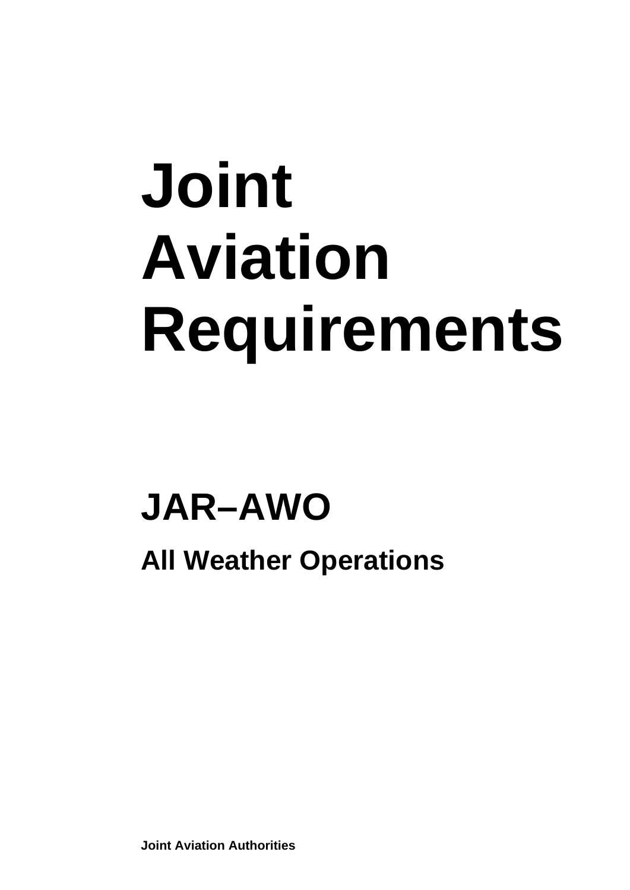# Joint Aviation Requirements

## JAR–AWO

### All Weather Operations

**Joint Aviation Authorities**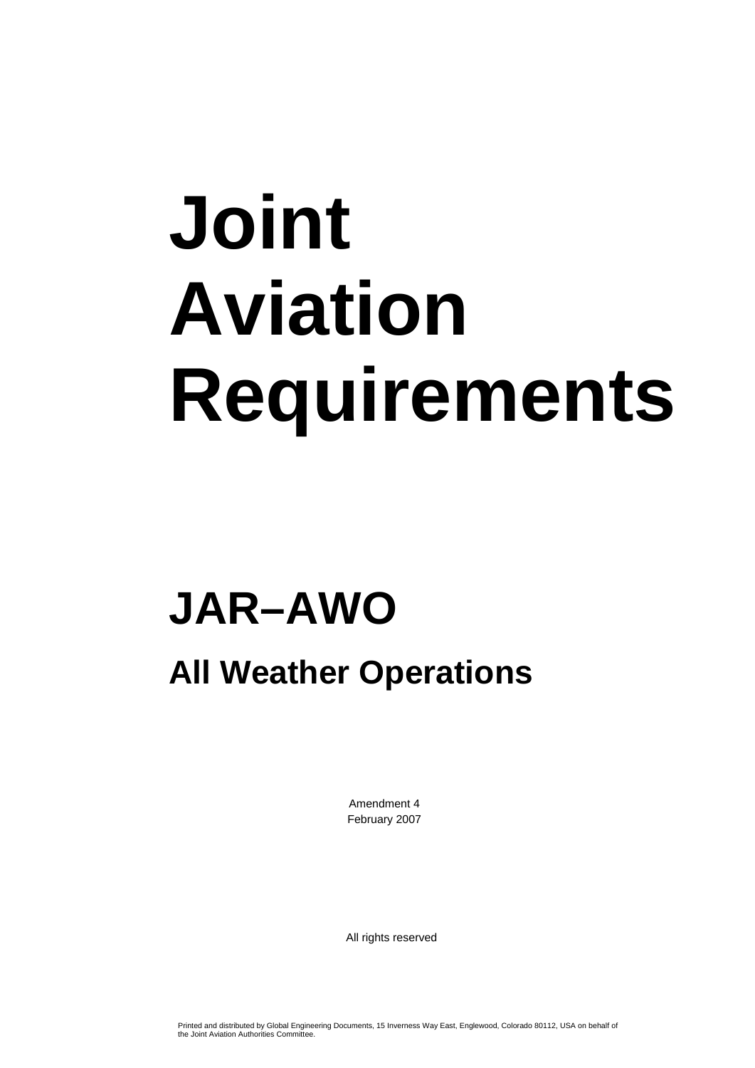# Joint Aviation Requirements

## JAR–AWO

### All Weather Operations

Amendment 4
February 2007

All rights reserved

Printed and distributed by Global Engineering Documents, 15 Inverness Way East, Englewood, Colorado 80112, USA on behalf of the Joint Aviation Authorities Committee.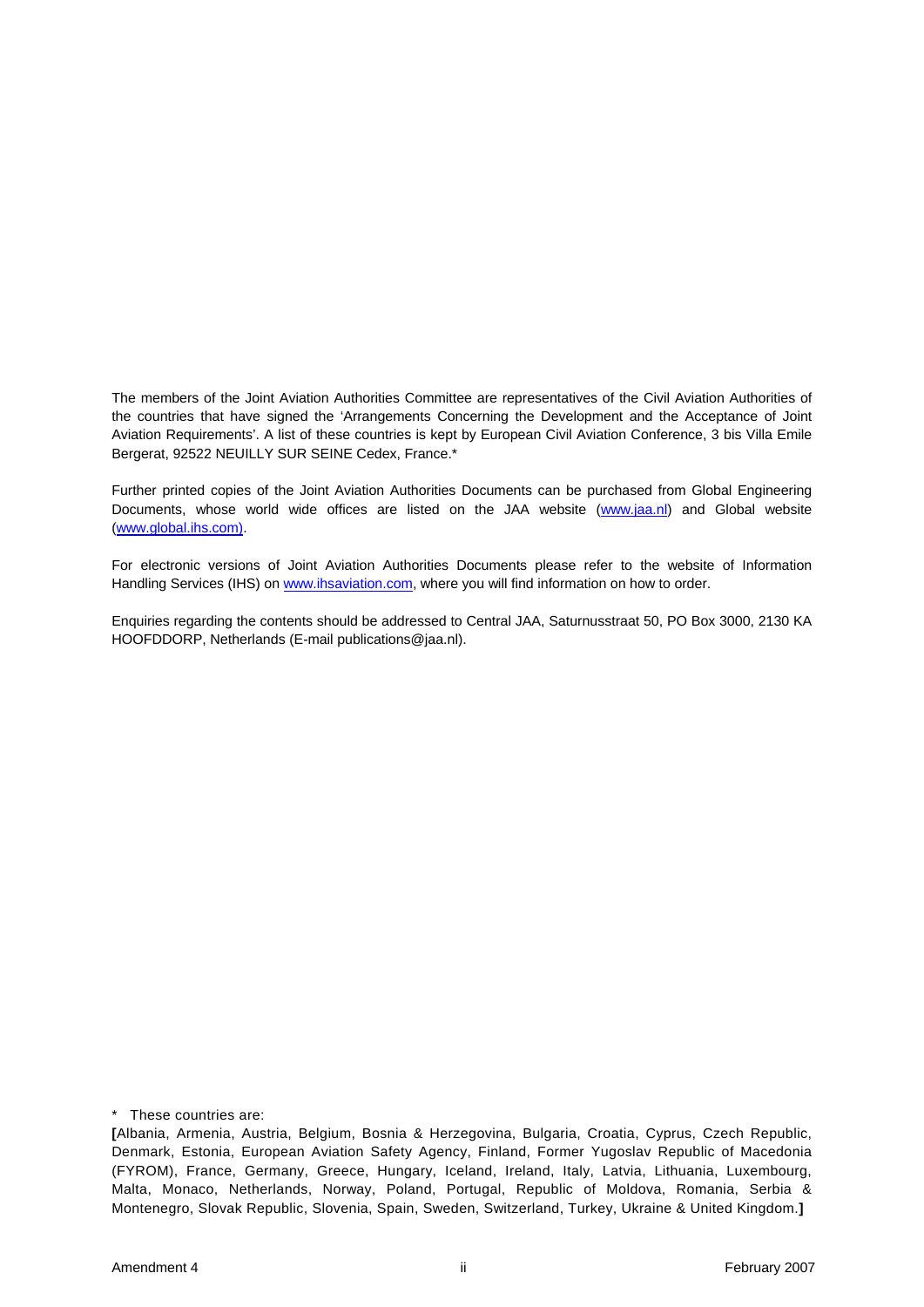The members of the Joint Aviation Authorities Committee are representatives of the Civil Aviation Authorities of the countries that have signed the 'Arrangements Concerning the Development and the Acceptance of Joint Aviation Requirements'. A list of these countries is kept by European Civil Aviation Conference, 3 bis Villa Emile Bergerat, 92522 NEUILLY SUR SEINE Cedex, France.*

Further printed copies of the Joint Aviation Authorities Documents can be purchased from Global Engineering Documents, whose world wide offices are listed on the JAA website (www.jaa.nl) and Global website (www.global.ihs.com).

For electronic versions of Joint Aviation Authorities Documents please refer to the website of Information Handling Services (IHS) on www.ihsaviation.com, where you will find information on how to order.

Enquiries regarding the contents should be addressed to Central JAA, Saturnusstraat 50, PO Box 3000, 2130 KA HOOFDDORP, Netherlands (E-mail publications@jaa.nl).

\* These countries are:

**[**Albania, Armenia, Austria, Belgium, Bosnia & Herzegovina, Bulgaria, Croatia, Cyprus, Czech Republic, Denmark, Estonia, European Aviation Safety Agency, Finland, Former Yugoslav Republic of Macedonia (FYROM), France, Germany, Greece, Hungary, Iceland, Ireland, Italy, Latvia, Lithuania, Luxembourg, Malta, Monaco, Netherlands, Norway, Poland, Portugal, Republic of Moldova, Romania, Serbia & Montenegro, Slovak Republic, Slovenia, Spain, Sweden, Switzerland, Turkey, Ukraine & United Kingdom.**]**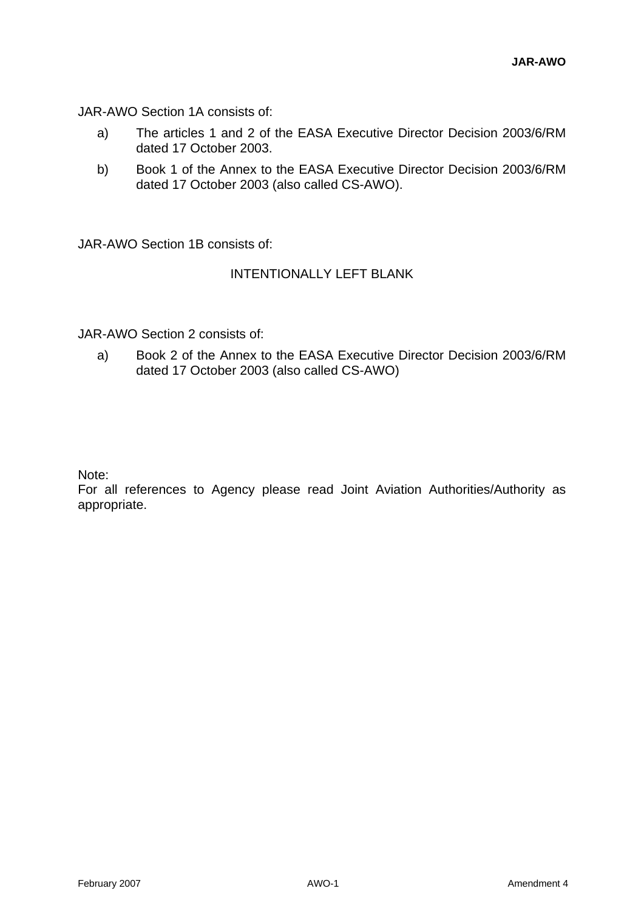JAR-AWO Section 1A consists of:

a) The articles 1 and 2 of the EASA Executive Director Decision 2003/6/RM dated 17 October 2003.

b) Book 1 of the Annex to the EASA Executive Director Decision 2003/6/RM dated 17 October 2003 (also called CS-AWO).

JAR-AWO Section 1B consists of:

INTENTIONALLY LEFT BLANK

JAR-AWO Section 2 consists of:

a) Book 2 of the Annex to the EASA Executive Director Decision 2003/6/RM dated 17 October 2003 (also called CS-AWO)

Note:
For all references to Agency please read Joint Aviation Authorities/Authority as appropriate.